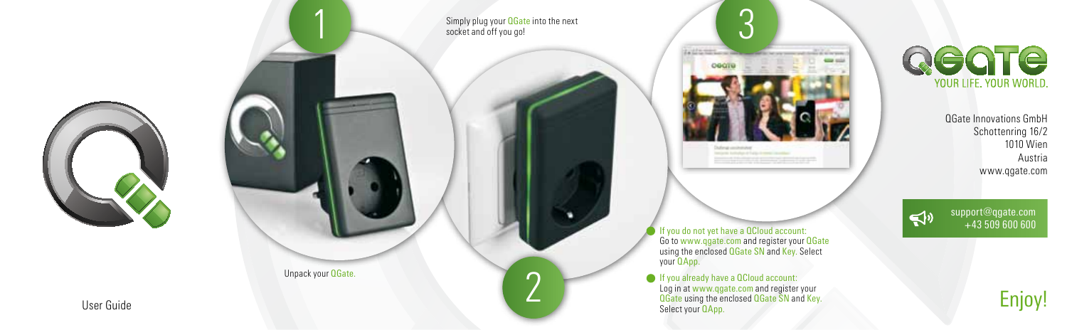User Guide

1

Unpack your QGate.

2

Simply plug your QGate into the next socket and off you go!

3

- If you do not yet have a QCloud account:
  Go to www.qgate.com and register your QGate using the enclosed QGate SN and Key. Select your QApp.
- If you already have a QCloud account:
  Log in at www.qgate.com and register your QGate using the enclosed QGate SN and Key. Select your QApp.

QGATE
YOUR LIFE. YOUR WORLD.

QGate Innovations GmbH
Schottenring 16/2
1010 Wien
Austria
www.qgate.com

support@qgate.com
+43 509 600 600

Enjoy!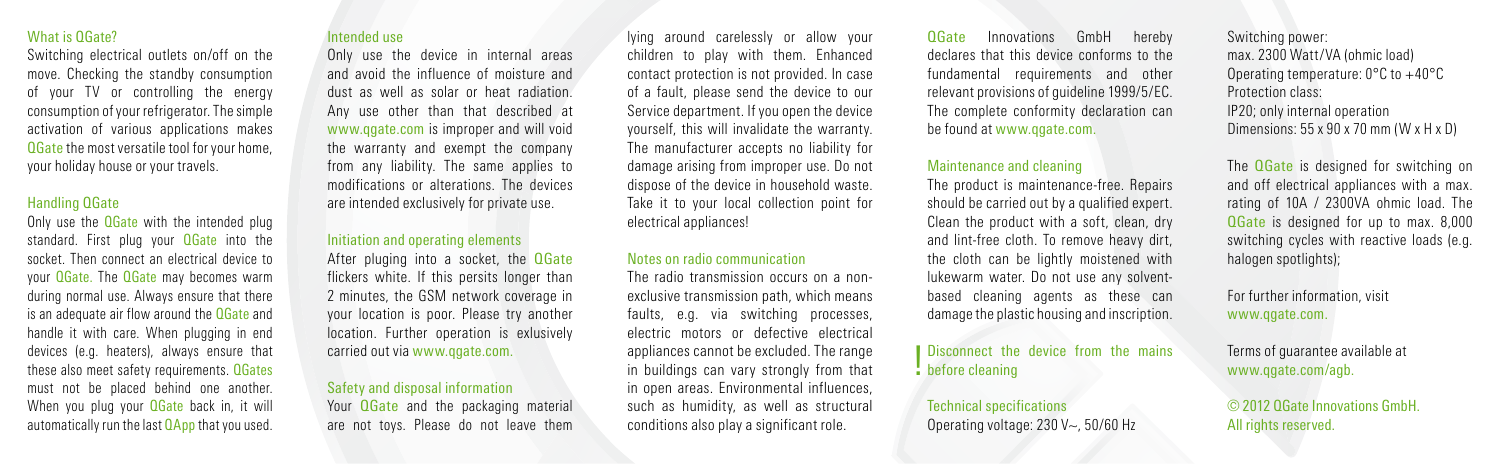## What is QGate?

Switching electrical outlets on/off on the move. Checking the standby consumption of your TV or controlling the energy consumption of your refrigerator. The simple activation of various applications makes QGate the most versatile tool for your home, your holiday house or your travels.

## Handling QGate

Only use the QGate with the intended plug standard. First plug your QGate into the socket. Then connect an electrical device to your QGate. The QGate may becomes warm during normal use. Always ensure that there is an adequate air flow around the QGate and handle it with care. When plugging in end devices (e.g. heaters), always ensure that these also meet safety requirements. QGates must not be placed behind one another. When you plug your QGate back in, it will automatically run the last QApp that you used.

## Intended use

Only use the device in internal areas and avoid the influence of moisture and dust as well as solar or heat radiation. Any use other than that described at www.qgate.com is improper and will void the warranty and exempt the company from any liability. The same applies to modifications or alterations. The devices are intended exclusively for private use.

## Initiation and operating elements

After pluging into a socket, the QGate flickers white. If this persits longer than 2 minutes, the GSM network coverage in your location is poor. Please try another location. Further operation is exlusively carried out via www.qgate.com.

## Safety and disposal information

Your QGate and the packaging material are not toys. Please do not leave them lying around carelessly or allow your children to play with them. Enhanced contact protection is not provided. In case of a fault, please send the device to our Service department. If you open the device yourself, this will invalidate the warranty. The manufacturer accepts no liability for damage arising from improper use. Do not dispose of the device in household waste. Take it to your local collection point for electrical appliances!

## Notes on radio communication

The radio transmission occurs on a non-exclusive transmission path, which means faults, e.g. via switching processes, electric motors or defective electrical appliances cannot be excluded. The range in buildings can vary strongly from that in open areas. Environmental influences, such as humidity, as well as structural conditions also play a significant role.

QGate Innovations GmbH hereby declares that this device conforms to the fundamental requirements and other relevant provisions of guideline 1999/5/EC. The complete conformity declaration can be found at www.qgate.com.

## Maintenance and cleaning

The product is maintenance-free. Repairs should be carried out by a qualified expert. Clean the product with a soft, clean, dry and lint-free cloth. To remove heavy dirt, the cloth can be lightly moistened with lukewarm water. Do not use any solvent-based cleaning agents as these can damage the plastic housing and inscription.

**!** Disconnect the device from the mains before cleaning

## Technical specifications

Operating voltage: 230 V~, 50/60 Hz

Switching power:
max. 2300 Watt/VA (ohmic load)
Operating temperature: 0°C to +40°C
Protection class:
IP20; only internal operation
Dimensions: 55 x 90 x 70 mm (W x H x D)

The QGate is designed for switching on and off electrical appliances with a max. rating of 10A / 2300VA ohmic load. The QGate is designed for up to max. 8,000 switching cycles with reactive loads (e.g. halogen spotlights);

For further information, visit
www.qgate.com.

Terms of guarantee available at
www.qgate.com/agb.

© 2012 QGate Innovations GmbH.
All rights reserved.